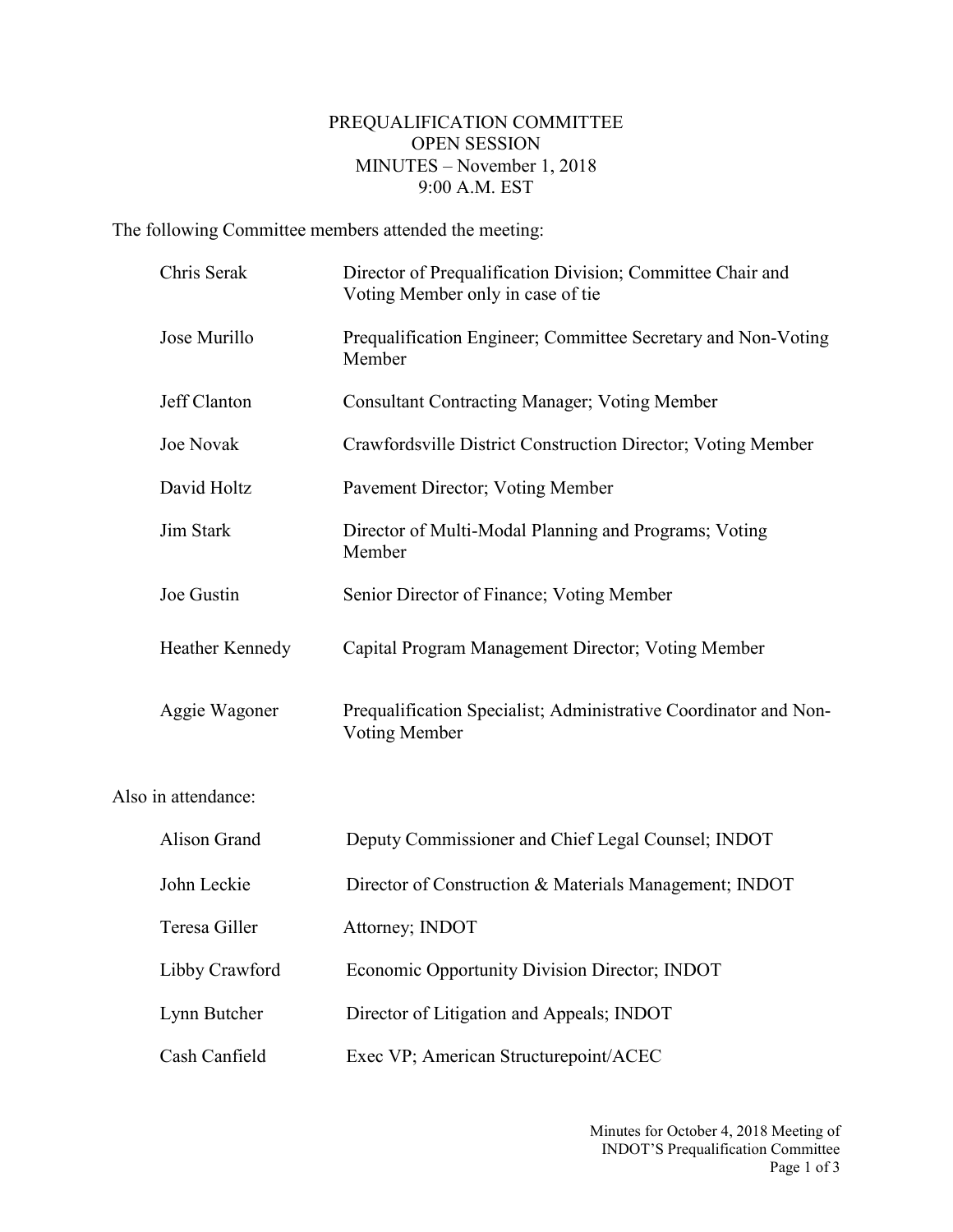# PREQUALIFICATION COMMITTEE
## OPEN SESSION
## MINUTES – November 1, 2018
## 9:00 A.M. EST

The following Committee members attended the meeting:

| | |
|---|---|
| Chris Serak | Director of Prequalification Division; Committee Chair and Voting Member only in case of tie |
| Jose Murillo | Prequalification Engineer; Committee Secretary and Non-Voting Member |
| Jeff Clanton | Consultant Contracting Manager; Voting Member |
| Joe Novak | Crawfordsville District Construction Director; Voting Member |
| David Holtz | Pavement Director; Voting Member |
| Jim Stark | Director of Multi-Modal Planning and Programs; Voting Member |
| Joe Gustin | Senior Director of Finance; Voting Member |
| Heather Kennedy | Capital Program Management Director; Voting Member |
| Aggie Wagoner | Prequalification Specialist; Administrative Coordinator and Non-Voting Member |

Also in attendance:

| | |
|---|---|
| Alison Grand | Deputy Commissioner and Chief Legal Counsel; INDOT |
| John Leckie | Director of Construction & Materials Management; INDOT |
| Teresa Giller | Attorney; INDOT |
| Libby Crawford | Economic Opportunity Division Director; INDOT |
| Lynn Butcher | Director of Litigation and Appeals; INDOT |
| Cash Canfield | Exec VP; American Structurepoint/ACEC |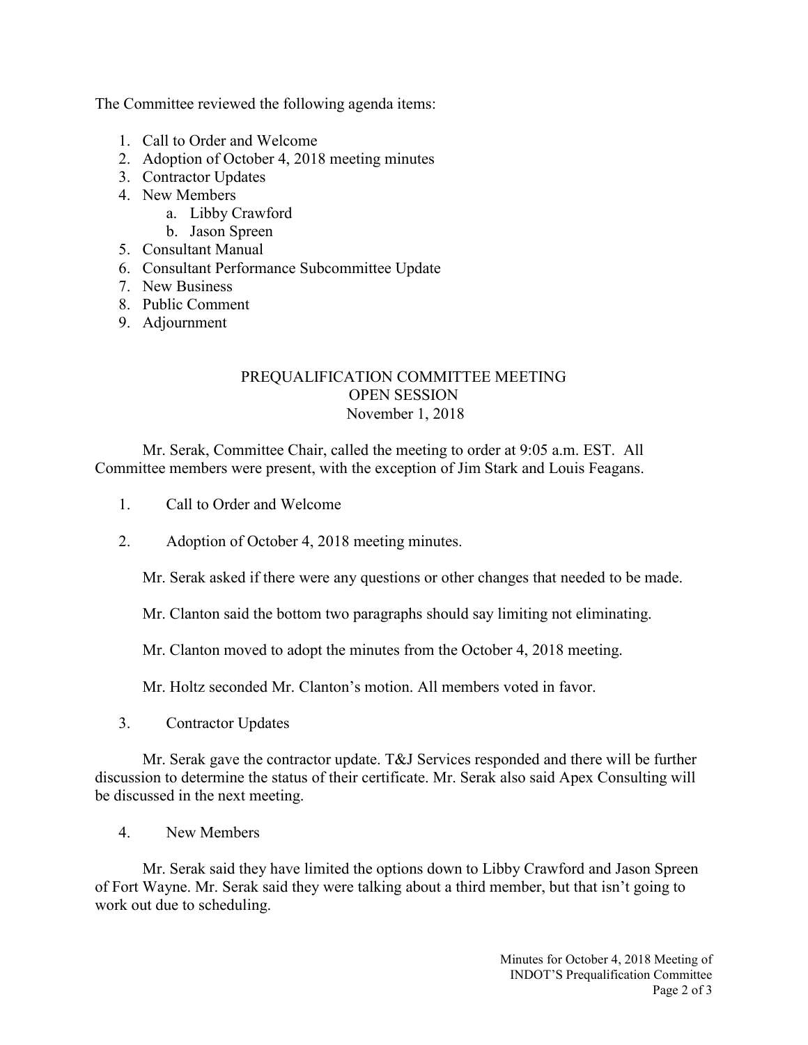The Committee reviewed the following agenda items:

1. Call to Order and Welcome
2. Adoption of October 4, 2018 meeting minutes
3. Contractor Updates
4. New Members
    a. Libby Crawford
    b. Jason Spreen
5. Consultant Manual
6. Consultant Performance Subcommittee Update
7. New Business
8. Public Comment
9. Adjournment

PREQUALIFICATION COMMITTEE MEETING
OPEN SESSION
November 1, 2018

Mr. Serak, Committee Chair, called the meeting to order at 9:05 a.m. EST. All Committee members were present, with the exception of Jim Stark and Louis Feagans.

1. Call to Order and Welcome

2. Adoption of October 4, 2018 meeting minutes.

   Mr. Serak asked if there were any questions or other changes that needed to be made.

   Mr. Clanton said the bottom two paragraphs should say limiting not eliminating.

   Mr. Clanton moved to adopt the minutes from the October 4, 2018 meeting.

   Mr. Holtz seconded Mr. Clanton's motion. All members voted in favor.

3. Contractor Updates

Mr. Serak gave the contractor update. T&J Services responded and there will be further discussion to determine the status of their certificate. Mr. Serak also said Apex Consulting will be discussed in the next meeting.

4. New Members

Mr. Serak said they have limited the options down to Libby Crawford and Jason Spreen of Fort Wayne. Mr. Serak said they were talking about a third member, but that isn't going to work out due to scheduling.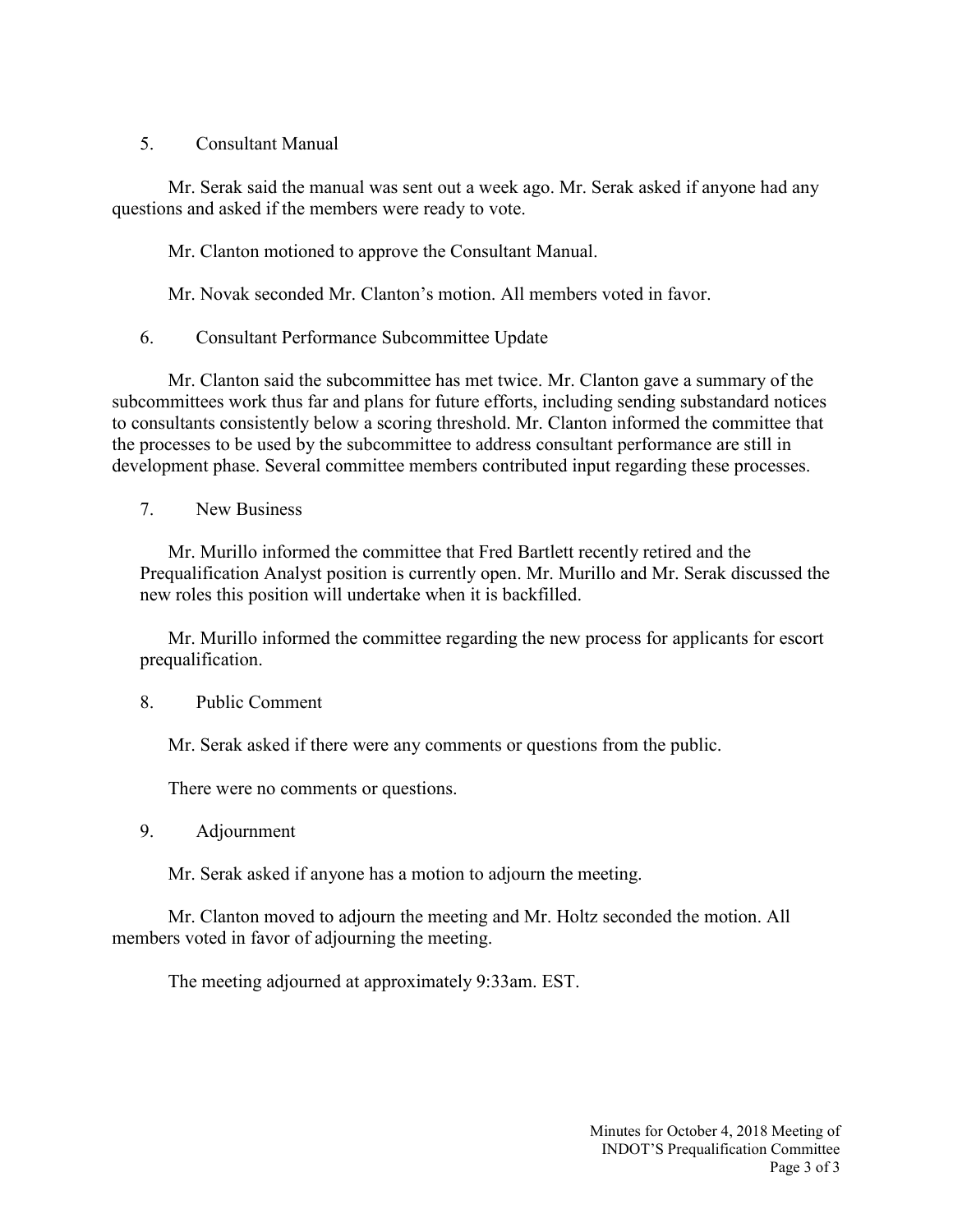5. Consultant Manual

Mr. Serak said the manual was sent out a week ago. Mr. Serak asked if anyone had any questions and asked if the members were ready to vote.

Mr. Clanton motioned to approve the Consultant Manual.

Mr. Novak seconded Mr. Clanton's motion. All members voted in favor.

6. Consultant Performance Subcommittee Update

Mr. Clanton said the subcommittee has met twice. Mr. Clanton gave a summary of the subcommittees work thus far and plans for future efforts, including sending substandard notices to consultants consistently below a scoring threshold. Mr. Clanton informed the committee that the processes to be used by the subcommittee to address consultant performance are still in development phase. Several committee members contributed input regarding these processes.

7. New Business

Mr. Murillo informed the committee that Fred Bartlett recently retired and the Prequalification Analyst position is currently open. Mr. Murillo and Mr. Serak discussed the new roles this position will undertake when it is backfilled.

Mr. Murillo informed the committee regarding the new process for applicants for escort prequalification.

8. Public Comment

Mr. Serak asked if there were any comments or questions from the public.

There were no comments or questions.

9. Adjournment

Mr. Serak asked if anyone has a motion to adjourn the meeting.

Mr. Clanton moved to adjourn the meeting and Mr. Holtz seconded the motion. All members voted in favor of adjourning the meeting.

The meeting adjourned at approximately 9:33am. EST.